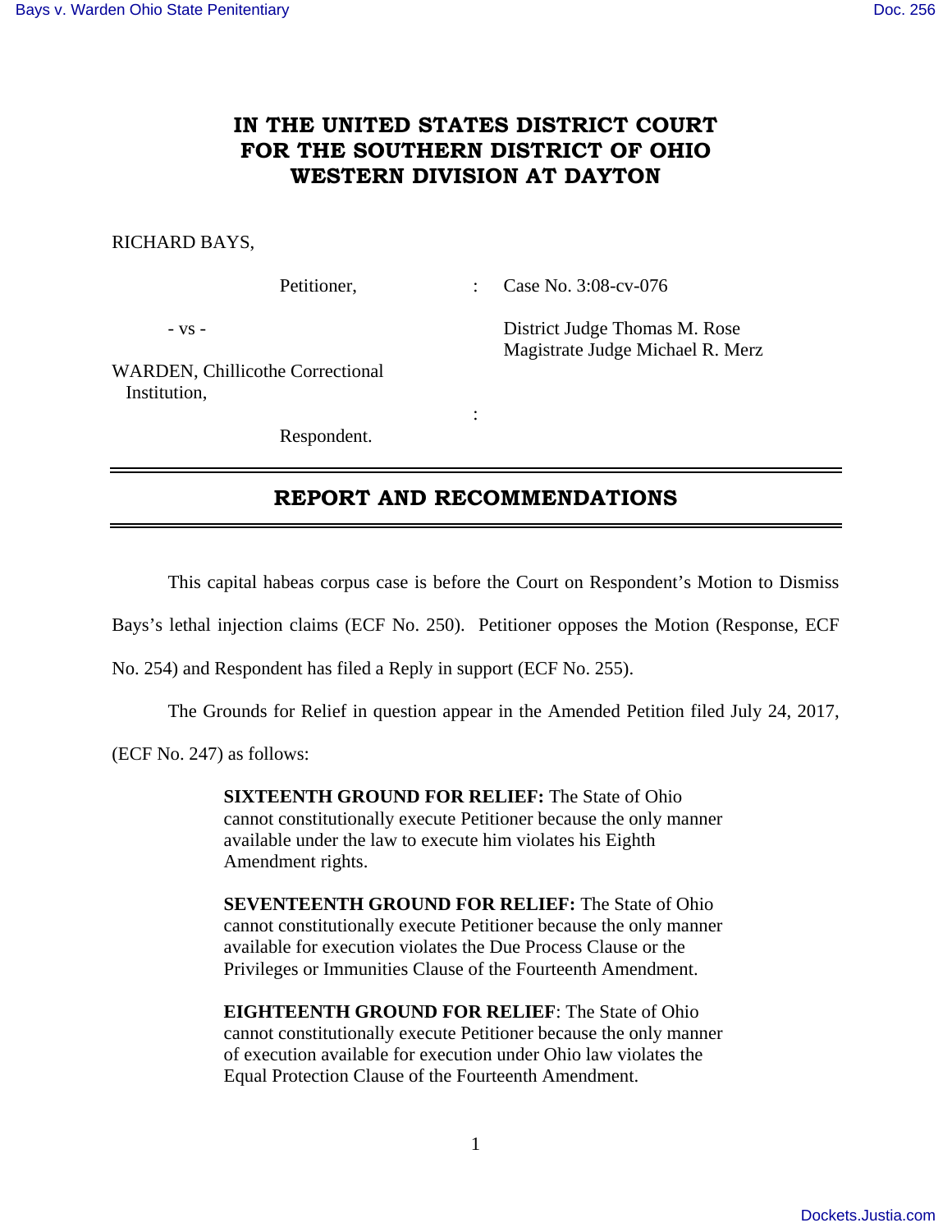# IN THE UNITED STATES DISTRICT COURT FOR THE SOUTHERN DISTRICT OF OHIO WESTERN DIVISION AT DAYTON

RICHARD BAYS,

Petitioner, : Case No. 3:08-cv-076

\- vs - District Judge Thomas M. Rose
Magistrate Judge Michael R. Merz

WARDEN, Chillicothe Correctional Institution,

:

Respondent.

## REPORT AND RECOMMENDATIONS

This capital habeas corpus case is before the Court on Respondent's Motion to Dismiss Bays's lethal injection claims (ECF No. 250). Petitioner opposes the Motion (Response, ECF No. 254) and Respondent has filed a Reply in support (ECF No. 255).

The Grounds for Relief in question appear in the Amended Petition filed July 24, 2017, (ECF No. 247) as follows:

> **SIXTEENTH GROUND FOR RELIEF:** The State of Ohio cannot constitutionally execute Petitioner because the only manner available under the law to execute him violates his Eighth Amendment rights.
>
> **SEVENTEENTH GROUND FOR RELIEF:** The State of Ohio cannot constitutionally execute Petitioner because the only manner available for execution violates the Due Process Clause or the Privileges or Immunities Clause of the Fourteenth Amendment.
>
> **EIGHTEENTH GROUND FOR RELIEF**: The State of Ohio cannot constitutionally execute Petitioner because the only manner of execution available for execution under Ohio law violates the Equal Protection Clause of the Fourteenth Amendment.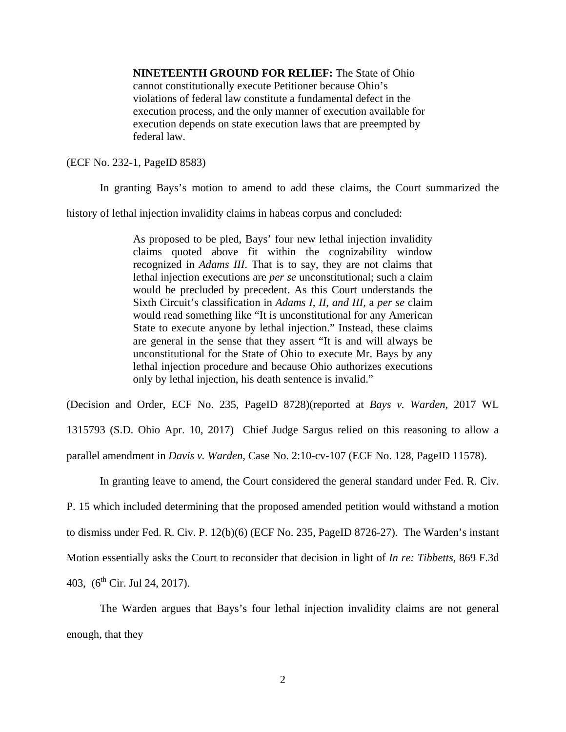> **NINETEENTH GROUND FOR RELIEF:** The State of Ohio cannot constitutionally execute Petitioner because Ohio's violations of federal law constitute a fundamental defect in the execution process, and the only manner of execution available for execution depends on state execution laws that are preempted by federal law.

(ECF No. 232-1, PageID 8583)

In granting Bays's motion to amend to add these claims, the Court summarized the history of lethal injection invalidity claims in habeas corpus and concluded:

> As proposed to be pled, Bays' four new lethal injection invalidity claims quoted above fit within the cognizability window recognized in *Adams III*. That is to say, they are not claims that lethal injection executions are *per se* unconstitutional; such a claim would be precluded by precedent. As this Court understands the Sixth Circuit's classification in *Adams I, II, and III*, a *per se* claim would read something like "It is unconstitutional for any American State to execute anyone by lethal injection." Instead, these claims are general in the sense that they assert "It is and will always be unconstitutional for the State of Ohio to execute Mr. Bays by any lethal injection procedure and because Ohio authorizes executions only by lethal injection, his death sentence is invalid."

(Decision and Order, ECF No. 235, PageID 8728)(reported at *Bays v. Warden*, 2017 WL 1315793 (S.D. Ohio Apr. 10, 2017) Chief Judge Sargus relied on this reasoning to allow a parallel amendment in *Davis v. Warden*, Case No. 2:10-cv-107 (ECF No. 128, PageID 11578).

In granting leave to amend, the Court considered the general standard under Fed. R. Civ. P. 15 which included determining that the proposed amended petition would withstand a motion to dismiss under Fed. R. Civ. P. 12(b)(6) (ECF No. 235, PageID 8726-27). The Warden's instant Motion essentially asks the Court to reconsider that decision in light of *In re: Tibbetts*, 869 F.3d 403, (6th Cir. Jul 24, 2017).

The Warden argues that Bays's four lethal injection invalidity claims are not general enough, that they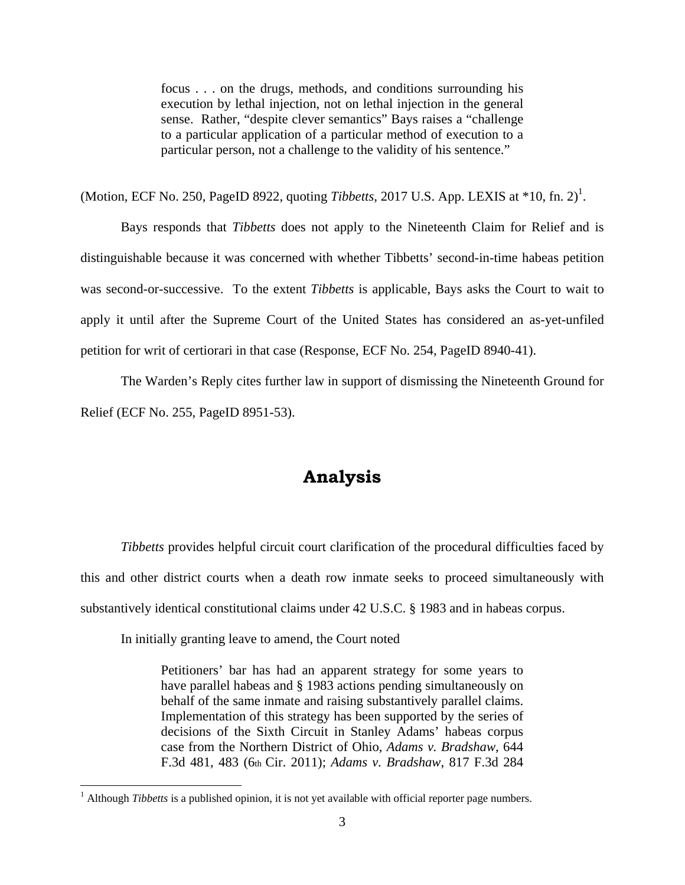> focus . . . on the drugs, methods, and conditions surrounding his execution by lethal injection, not on lethal injection in the general sense. Rather, "despite clever semantics" Bays raises a "challenge to a particular application of a particular method of execution to a particular person, not a challenge to the validity of his sentence."

(Motion, ECF No. 250, PageID 8922, quoting *Tibbetts*, 2017 U.S. App. LEXIS at *10, fn. 2)[1].

Bays responds that *Tibbetts* does not apply to the Nineteenth Claim for Relief and is distinguishable because it was concerned with whether Tibbetts' second-in-time habeas petition was second-or-successive. To the extent *Tibbetts* is applicable, Bays asks the Court to wait to apply it until after the Supreme Court of the United States has considered an as-yet-unfiled petition for writ of certiorari in that case (Response, ECF No. 254, PageID 8940-41).

The Warden's Reply cites further law in support of dismissing the Nineteenth Ground for Relief (ECF No. 255, PageID 8951-53).

## Analysis

*Tibbetts* provides helpful circuit court clarification of the procedural difficulties faced by this and other district courts when a death row inmate seeks to proceed simultaneously with substantively identical constitutional claims under 42 U.S.C. § 1983 and in habeas corpus.

In initially granting leave to amend, the Court noted

> Petitioners' bar has had an apparent strategy for some years to have parallel habeas and § 1983 actions pending simultaneously on behalf of the same inmate and raising substantively parallel claims. Implementation of this strategy has been supported by the series of decisions of the Sixth Circuit in Stanley Adams' habeas corpus case from the Northern District of Ohio, *Adams v. Bradshaw*, 644 F.3d 481, 483 (6th Cir. 2011); *Adams v. Bradshaw*, 817 F.3d 284

[1] Although *Tibbetts* is a published opinion, it is not yet available with official reporter page numbers.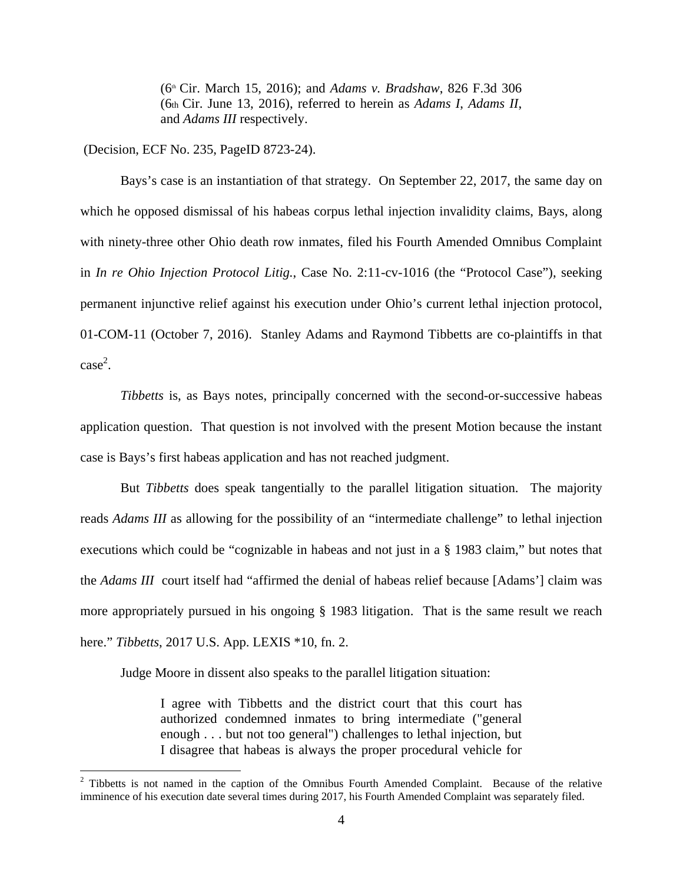> (6th Cir. March 15, 2016); and *Adams v. Bradshaw*, 826 F.3d 306 (6th Cir. June 13, 2016), referred to herein as *Adams I*, *Adams II*, and *Adams III* respectively.

(Decision, ECF No. 235, PageID 8723-24).

Bays's case is an instantiation of that strategy. On September 22, 2017, the same day on which he opposed dismissal of his habeas corpus lethal injection invalidity claims, Bays, along with ninety-three other Ohio death row inmates, filed his Fourth Amended Omnibus Complaint in *In re Ohio Injection Protocol Litig.*, Case No. 2:11-cv-1016 (the "Protocol Case"), seeking permanent injunctive relief against his execution under Ohio's current lethal injection protocol, 01-COM-11 (October 7, 2016). Stanley Adams and Raymond Tibbetts are co-plaintiffs in that case[2].

*Tibbetts* is, as Bays notes, principally concerned with the second-or-successive habeas application question. That question is not involved with the present Motion because the instant case is Bays's first habeas application and has not reached judgment.

But *Tibbetts* does speak tangentially to the parallel litigation situation. The majority reads *Adams III* as allowing for the possibility of an "intermediate challenge" to lethal injection executions which could be "cognizable in habeas and not just in a § 1983 claim," but notes that the *Adams III* court itself had "affirmed the denial of habeas relief because [Adams'] claim was more appropriately pursued in his ongoing § 1983 litigation. That is the same result we reach here." *Tibbetts*, 2017 U.S. App. LEXIS *10, fn. 2.

Judge Moore in dissent also speaks to the parallel litigation situation:

> I agree with Tibbetts and the district court that this court has authorized condemned inmates to bring intermediate ("general enough . . . but not too general") challenges to lethal injection, but I disagree that habeas is always the proper procedural vehicle for

---

[2] Tibbetts is not named in the caption of the Omnibus Fourth Amended Complaint. Because of the relative imminence of his execution date several times during 2017, his Fourth Amended Complaint was separately filed.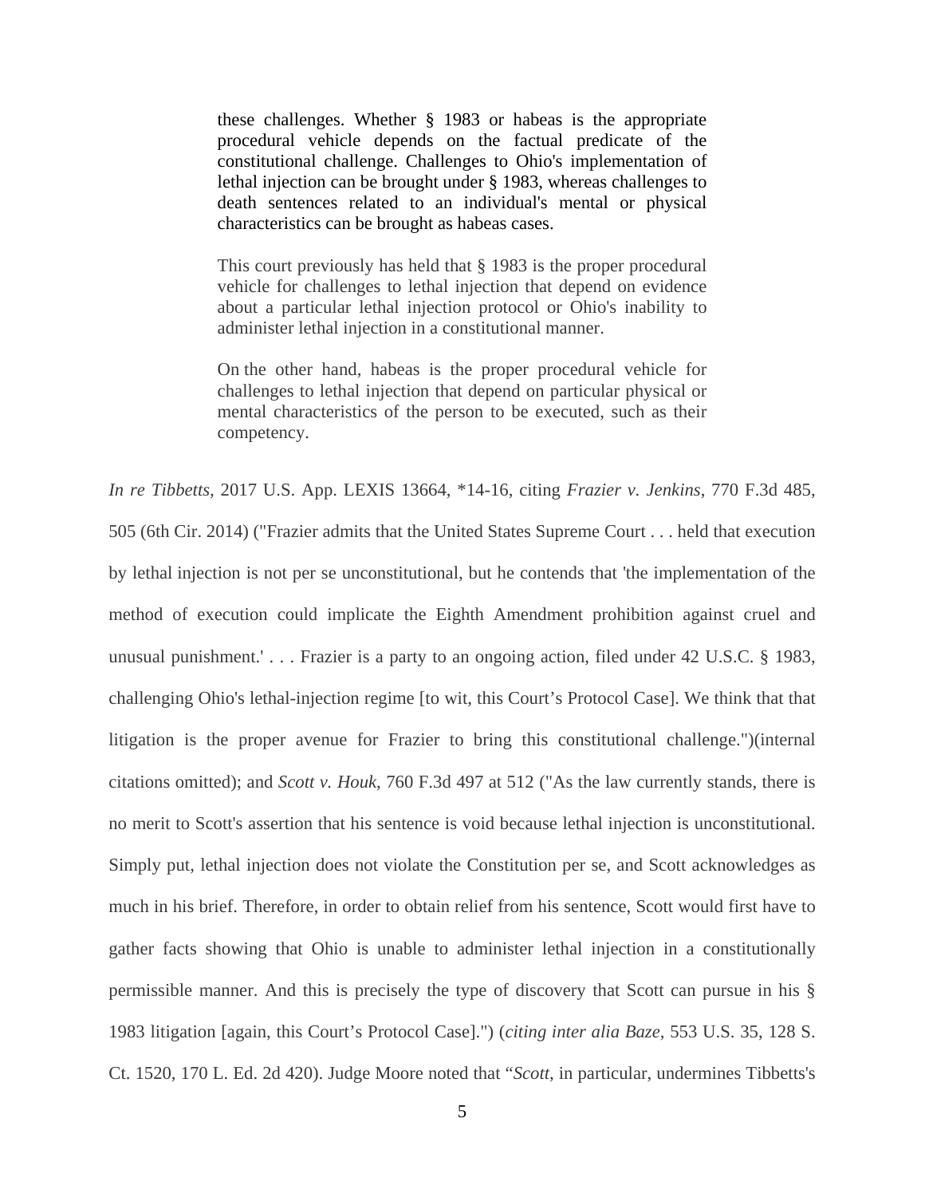> these challenges. Whether § 1983 or habeas is the appropriate procedural vehicle depends on the factual predicate of the constitutional challenge. Challenges to Ohio's implementation of lethal injection can be brought under § 1983, whereas challenges to death sentences related to an individual's mental or physical characteristics can be brought as habeas cases.
>
> This court previously has held that § 1983 is the proper procedural vehicle for challenges to lethal injection that depend on evidence about a particular lethal injection protocol or Ohio's inability to administer lethal injection in a constitutional manner.
>
> On the other hand, habeas is the proper procedural vehicle for challenges to lethal injection that depend on particular physical or mental characteristics of the person to be executed, such as their competency.

*In re Tibbetts*, 2017 U.S. App. LEXIS 13664, *14-16, citing *Frazier v. Jenkins*, 770 F.3d 485, 505 (6th Cir. 2014) ("Frazier admits that the United States Supreme Court . . . held that execution by lethal injection is not per se unconstitutional, but he contends that 'the implementation of the method of execution could implicate the Eighth Amendment prohibition against cruel and unusual punishment.' . . . Frazier is a party to an ongoing action, filed under 42 U.S.C. § 1983, challenging Ohio's lethal-injection regime [to wit, this Court's Protocol Case]. We think that that litigation is the proper avenue for Frazier to bring this constitutional challenge.")(internal citations omitted); and *Scott v. Houk*, 760 F.3d 497 at 512 ("As the law currently stands, there is no merit to Scott's assertion that his sentence is void because lethal injection is unconstitutional. Simply put, lethal injection does not violate the Constitution per se, and Scott acknowledges as much in his brief. Therefore, in order to obtain relief from his sentence, Scott would first have to gather facts showing that Ohio is unable to administer lethal injection in a constitutionally permissible manner. And this is precisely the type of discovery that Scott can pursue in his § 1983 litigation [again, this Court's Protocol Case].") (*citing inter alia Baze*, 553 U.S. 35, 128 S. Ct. 1520, 170 L. Ed. 2d 420). Judge Moore noted that "*Scott*, in particular, undermines Tibbetts's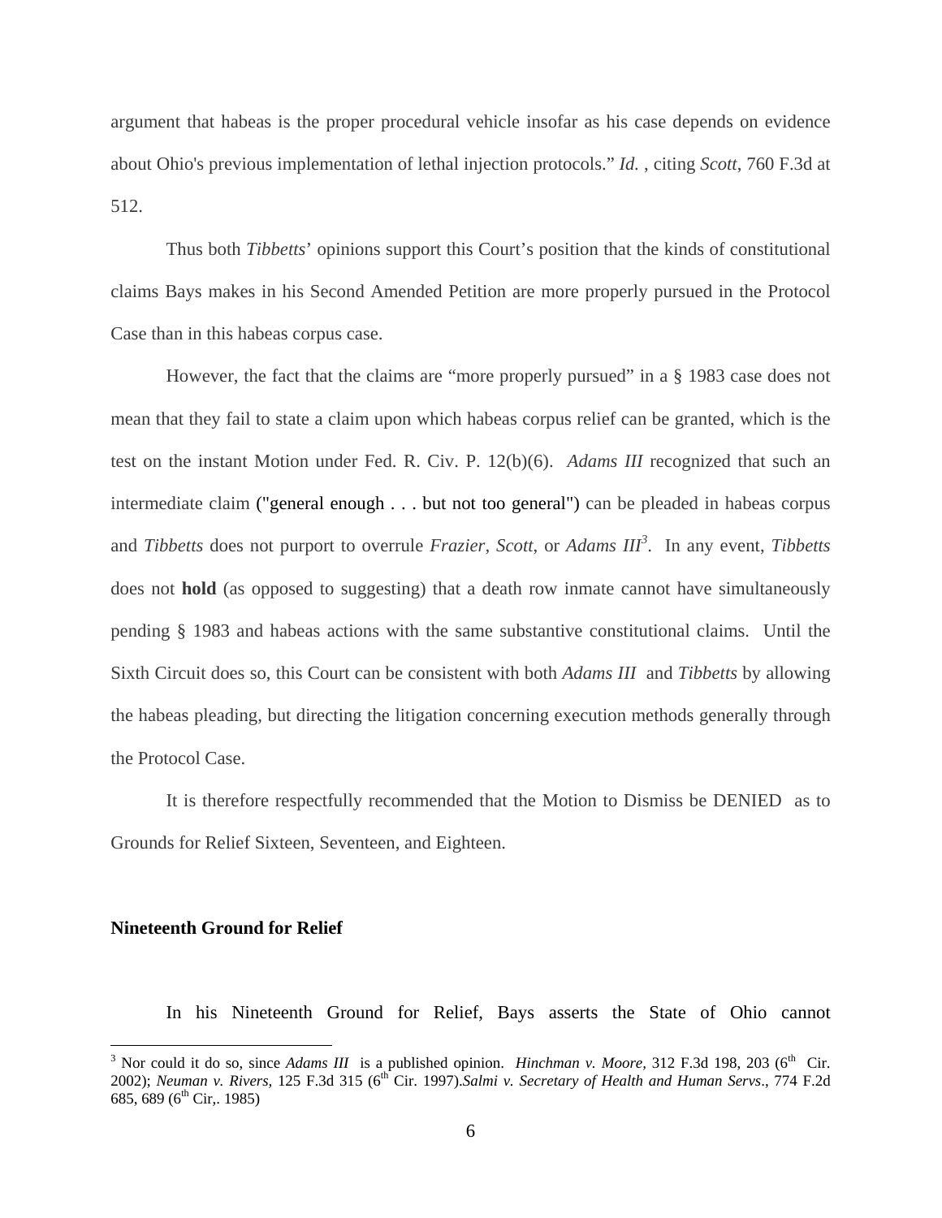argument that habeas is the proper procedural vehicle insofar as his case depends on evidence about Ohio's previous implementation of lethal injection protocols." *Id.* , citing *Scott*, 760 F.3d at 512.

Thus both *Tibbetts*' opinions support this Court's position that the kinds of constitutional claims Bays makes in his Second Amended Petition are more properly pursued in the Protocol Case than in this habeas corpus case.

However, the fact that the claims are "more properly pursued" in a § 1983 case does not mean that they fail to state a claim upon which habeas corpus relief can be granted, which is the test on the instant Motion under Fed. R. Civ. P. 12(b)(6). *Adams III* recognized that such an intermediate claim ("general enough . . . but not too general") can be pleaded in habeas corpus and *Tibbetts* does not purport to overrule *Frazier, Scott,* or *Adams III*[3]. In any event, *Tibbetts* does not **hold** (as opposed to suggesting) that a death row inmate cannot have simultaneously pending § 1983 and habeas actions with the same substantive constitutional claims. Until the Sixth Circuit does so, this Court can be consistent with both *Adams III* and *Tibbetts* by allowing the habeas pleading, but directing the litigation concerning execution methods generally through the Protocol Case.

It is therefore respectfully recommended that the Motion to Dismiss be DENIED as to Grounds for Relief Sixteen, Seventeen, and Eighteen.

**Nineteenth Ground for Relief**

In his Nineteenth Ground for Relief, Bays asserts the State of Ohio cannot

---

[3] Nor could it do so, since *Adams III* is a published opinion. *Hinchman v. Moore,* 312 F.3d 198, 203 (6th Cir. 2002); *Neuman v. Rivers,* 125 F.3d 315 (6th Cir. 1997).*Salmi v. Secretary of Health and Human Servs*., 774 F.2d 685, 689 (6th Cir,. 1985)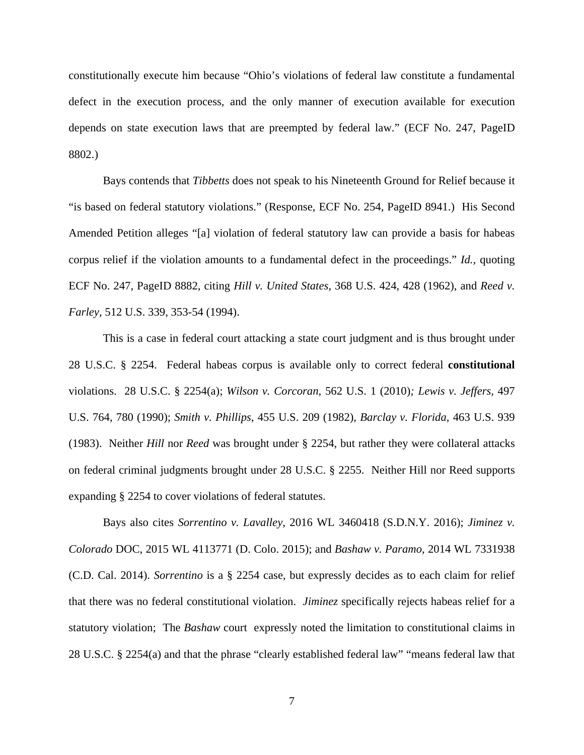constitutionally execute him because "Ohio's violations of federal law constitute a fundamental defect in the execution process, and the only manner of execution available for execution depends on state execution laws that are preempted by federal law." (ECF No. 247, PageID 8802.)

Bays contends that *Tibbetts* does not speak to his Nineteenth Ground for Relief because it "is based on federal statutory violations." (Response, ECF No. 254, PageID 8941.) His Second Amended Petition alleges "[a] violation of federal statutory law can provide a basis for habeas corpus relief if the violation amounts to a fundamental defect in the proceedings." *Id.,* quoting ECF No. 247, PageID 8882, citing *Hill v. United States*, 368 U.S. 424, 428 (1962), and *Reed v. Farley*, 512 U.S. 339, 353-54 (1994).

This is a case in federal court attacking a state court judgment and is thus brought under 28 U.S.C. § 2254. Federal habeas corpus is available only to correct federal **constitutional** violations. 28 U.S.C. § 2254(a); *Wilson v. Corcoran*, 562 U.S. 1 (2010)*; Lewis v. Jeffers*, 497 U.S. 764, 780 (1990); *Smith v. Phillips*, 455 U.S. 209 (1982), *Barclay v. Florida,* 463 U.S. 939 (1983). Neither *Hill* nor *Reed* was brought under § 2254, but rather they were collateral attacks on federal criminal judgments brought under 28 U.S.C. § 2255. Neither Hill nor Reed supports expanding § 2254 to cover violations of federal statutes.

Bays also cites *Sorrentino v. Lavalley*, 2016 WL 3460418 (S.D.N.Y. 2016); *Jiminez v. Colorado* DOC, 2015 WL 4113771 (D. Colo. 2015); and *Bashaw v. Paramo*, 2014 WL 7331938 (C.D. Cal. 2014). *Sorrentino* is a § 2254 case, but expressly decides as to each claim for relief that there was no federal constitutional violation. *Jiminez* specifically rejects habeas relief for a statutory violation; The *Bashaw* court expressly noted the limitation to constitutional claims in 28 U.S.C. § 2254(a) and that the phrase "clearly established federal law" "means federal law that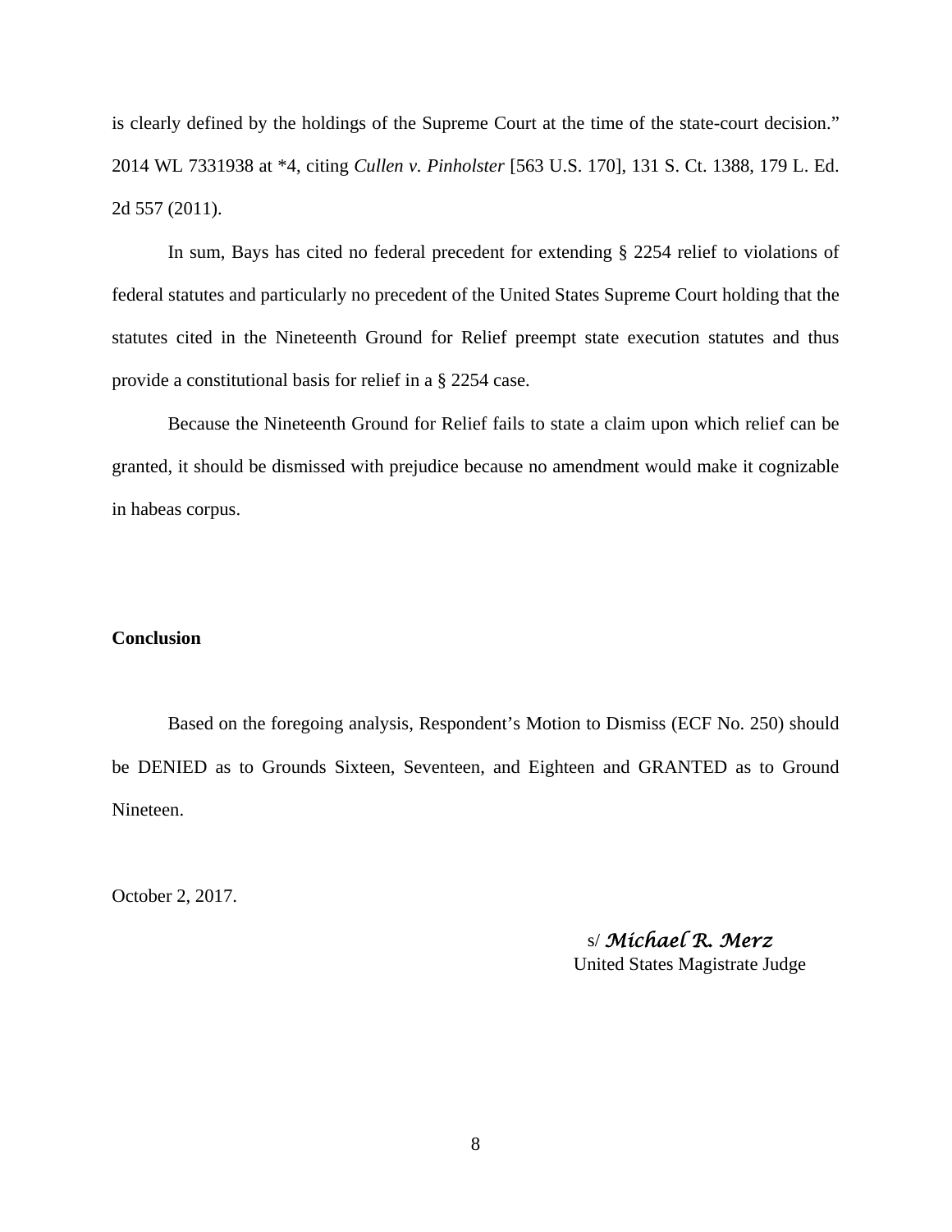is clearly defined by the holdings of the Supreme Court at the time of the state-court decision." 2014 WL 7331938 at *4, citing *Cullen v. Pinholster* [563 U.S. 170], 131 S. Ct. 1388, 179 L. Ed. 2d 557 (2011).

In sum, Bays has cited no federal precedent for extending § 2254 relief to violations of federal statutes and particularly no precedent of the United States Supreme Court holding that the statutes cited in the Nineteenth Ground for Relief preempt state execution statutes and thus provide a constitutional basis for relief in a § 2254 case.

Because the Nineteenth Ground for Relief fails to state a claim upon which relief can be granted, it should be dismissed with prejudice because no amendment would make it cognizable in habeas corpus.

**Conclusion**

Based on the foregoing analysis, Respondent's Motion to Dismiss (ECF No. 250) should be DENIED as to Grounds Sixteen, Seventeen, and Eighteen and GRANTED as to Ground Nineteen.

October 2, 2017.

s/ *Michael R. Merz*
United States Magistrate Judge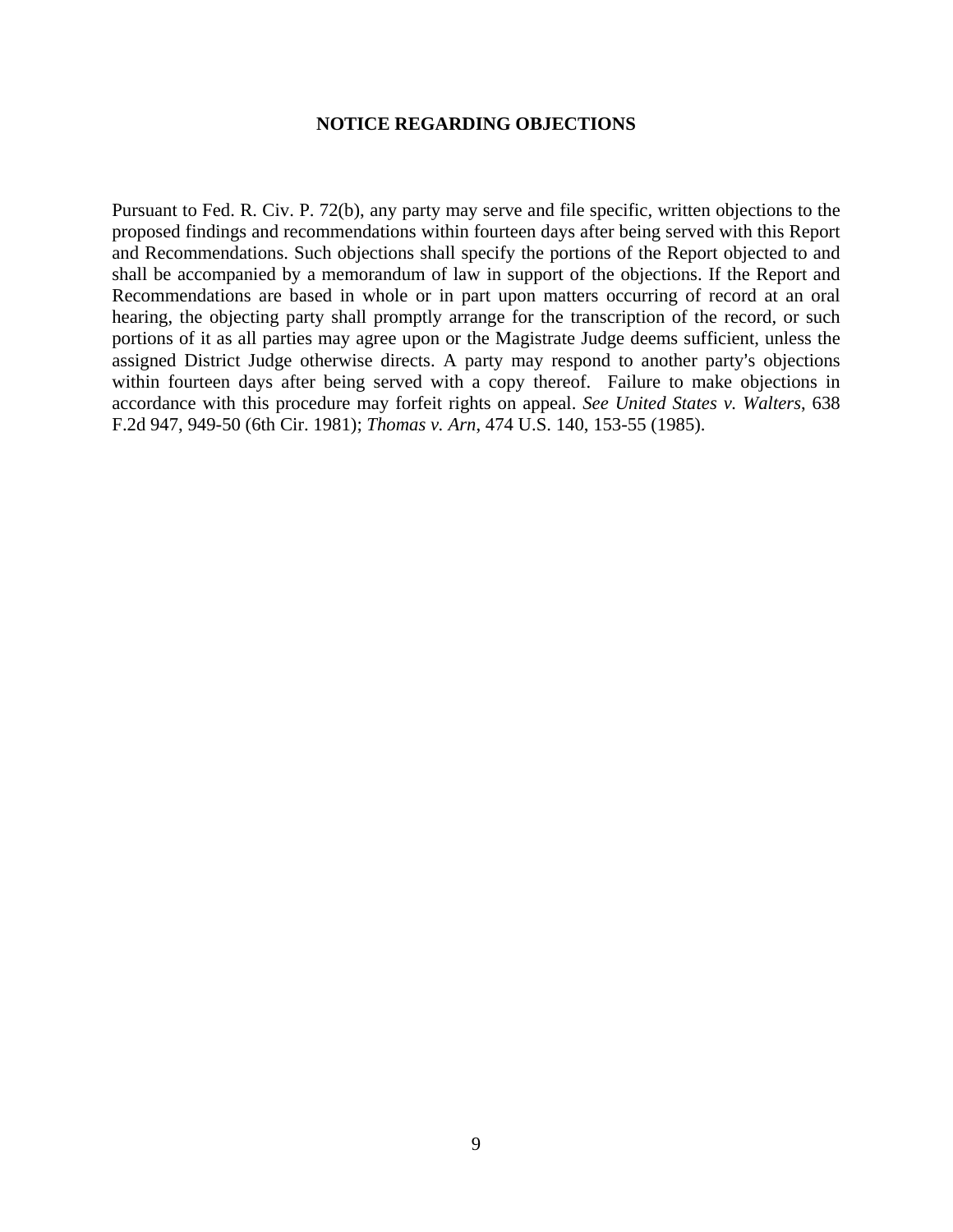## NOTICE REGARDING OBJECTIONS

Pursuant to Fed. R. Civ. P. 72(b), any party may serve and file specific, written objections to the proposed findings and recommendations within fourteen days after being served with this Report and Recommendations. Such objections shall specify the portions of the Report objected to and shall be accompanied by a memorandum of law in support of the objections. If the Report and Recommendations are based in whole or in part upon matters occurring of record at an oral hearing, the objecting party shall promptly arrange for the transcription of the record, or such portions of it as all parties may agree upon or the Magistrate Judge deems sufficient, unless the assigned District Judge otherwise directs. A party may respond to another party's objections within fourteen days after being served with a copy thereof. Failure to make objections in accordance with this procedure may forfeit rights on appeal. *See United States v. Walters*, 638 F.2d 947, 949-50 (6th Cir. 1981); *Thomas v. Arn*, 474 U.S. 140, 153-55 (1985).